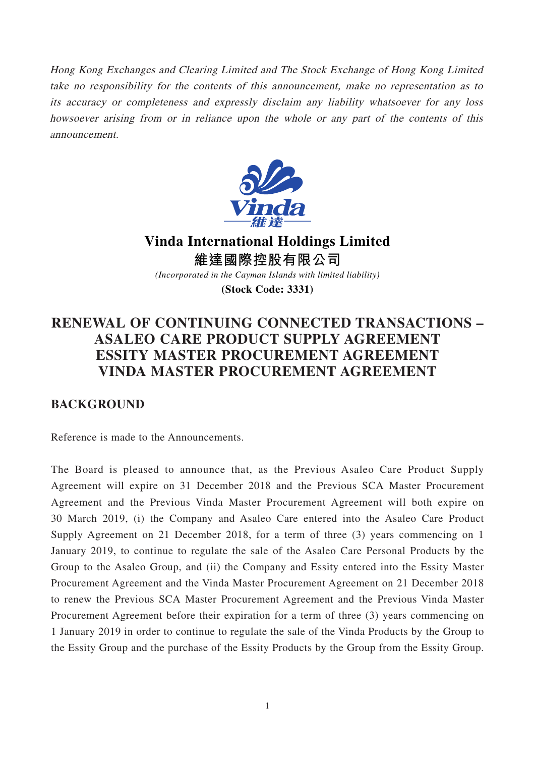*Hong Kong Exchanges and Clearing Limited and The Stock Exchange of Hong Kong Limited take no responsibility for the contents of this announcement, make no representation as to its accuracy or completeness and expressly disclaim any liability whatsoever for any loss howsoever arising from or in reliance upon the whole or any part of the contents of this announcement.*

# Vinda International Holdings Limited

# 維達國際控股有限公司

*(Incorporated in the Cayman Islands with limited liability)*

**(Stock Code: 3331)**

# RENEWAL OF CONTINUING CONNECTED TRANSACTIONS – ASALEO CARE PRODUCT SUPPLY AGREEMENT ESSITY MASTER PROCUREMENT AGREEMENT VINDA MASTER PROCUREMENT AGREEMENT

## BACKGROUND

Reference is made to the Announcements.

The Board is pleased to announce that, as the Previous Asaleo Care Product Supply Agreement will expire on 31 December 2018 and the Previous SCA Master Procurement Agreement and the Previous Vinda Master Procurement Agreement will both expire on 30 March 2019, (i) the Company and Asaleo Care entered into the Asaleo Care Product Supply Agreement on 21 December 2018, for a term of three (3) years commencing on 1 January 2019, to continue to regulate the sale of the Asaleo Care Personal Products by the Group to the Asaleo Group, and (ii) the Company and Essity entered into the Essity Master Procurement Agreement and the Vinda Master Procurement Agreement on 21 December 2018 to renew the Previous SCA Master Procurement Agreement and the Previous Vinda Master Procurement Agreement before their expiration for a term of three (3) years commencing on 1 January 2019 in order to continue to regulate the sale of the Vinda Products by the Group to the Essity Group and the purchase of the Essity Products by the Group from the Essity Group.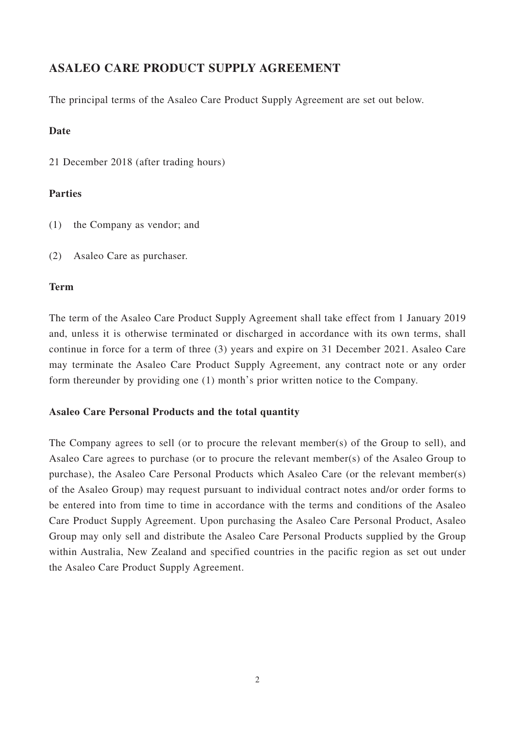## ASALEO CARE PRODUCT SUPPLY AGREEMENT

The principal terms of the Asaleo Care Product Supply Agreement are set out below.

**Date**

21 December 2018 (after trading hours)

**Parties**

(1) the Company as vendor; and

(2) Asaleo Care as purchaser.

**Term**

The term of the Asaleo Care Product Supply Agreement shall take effect from 1 January 2019 and, unless it is otherwise terminated or discharged in accordance with its own terms, shall continue in force for a term of three (3) years and expire on 31 December 2021. Asaleo Care may terminate the Asaleo Care Product Supply Agreement, any contract note or any order form thereunder by providing one (1) month's prior written notice to the Company.

**Asaleo Care Personal Products and the total quantity**

The Company agrees to sell (or to procure the relevant member(s) of the Group to sell), and Asaleo Care agrees to purchase (or to procure the relevant member(s) of the Asaleo Group to purchase), the Asaleo Care Personal Products which Asaleo Care (or the relevant member(s) of the Asaleo Group) may request pursuant to individual contract notes and/or order forms to be entered into from time to time in accordance with the terms and conditions of the Asaleo Care Product Supply Agreement. Upon purchasing the Asaleo Care Personal Product, Asaleo Group may only sell and distribute the Asaleo Care Personal Products supplied by the Group within Australia, New Zealand and specified countries in the pacific region as set out under the Asaleo Care Product Supply Agreement.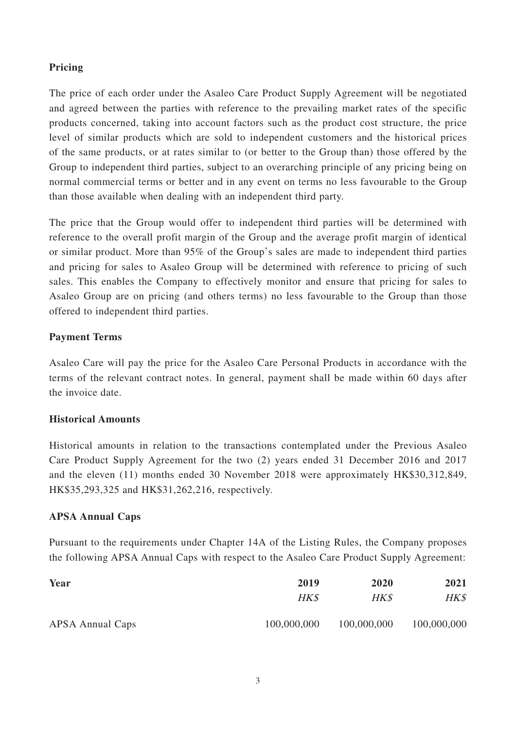**Pricing**

The price of each order under the Asaleo Care Product Supply Agreement will be negotiated and agreed between the parties with reference to the prevailing market rates of the specific products concerned, taking into account factors such as the product cost structure, the price level of similar products which are sold to independent customers and the historical prices of the same products, or at rates similar to (or better to the Group than) those offered by the Group to independent third parties, subject to an overarching principle of any pricing being on normal commercial terms or better and in any event on terms no less favourable to the Group than those available when dealing with an independent third party.

The price that the Group would offer to independent third parties will be determined with reference to the overall profit margin of the Group and the average profit margin of identical or similar product. More than 95% of the Group's sales are made to independent third parties and pricing for sales to Asaleo Group will be determined with reference to pricing of such sales. This enables the Company to effectively monitor and ensure that pricing for sales to Asaleo Group are on pricing (and others terms) no less favourable to the Group than those offered to independent third parties.

**Payment Terms**

Asaleo Care will pay the price for the Asaleo Care Personal Products in accordance with the terms of the relevant contract notes. In general, payment shall be made within 60 days after the invoice date.

**Historical Amounts**

Historical amounts in relation to the transactions contemplated under the Previous Asaleo Care Product Supply Agreement for the two (2) years ended 31 December 2016 and 2017 and the eleven (11) months ended 30 November 2018 were approximately HK$30,312,849, HK$35,293,325 and HK$31,262,216, respectively.

**APSA Annual Caps**

Pursuant to the requirements under Chapter 14A of the Listing Rules, the Company proposes the following APSA Annual Caps with respect to the Asaleo Care Product Supply Agreement:

| **Year** | **2019** | **2020** | **2021** |
|---|---|---|---|
| | *HK$* | *HK$* | *HK$* |
| APSA Annual Caps | 100,000,000 | 100,000,000 | 100,000,000 |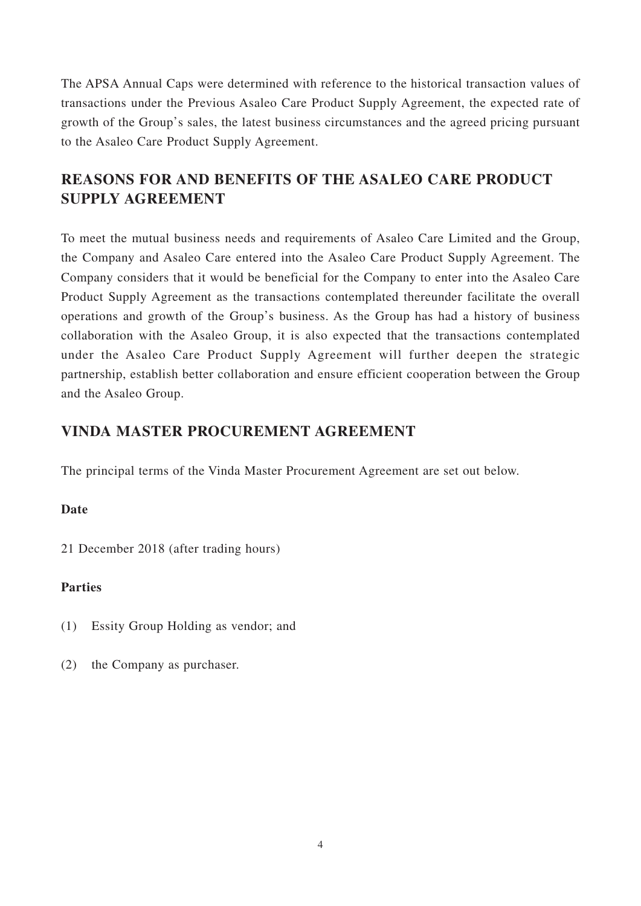The APSA Annual Caps were determined with reference to the historical transaction values of transactions under the Previous Asaleo Care Product Supply Agreement, the expected rate of growth of the Group's sales, the latest business circumstances and the agreed pricing pursuant to the Asaleo Care Product Supply Agreement.

## REASONS FOR AND BENEFITS OF THE ASALEO CARE PRODUCT SUPPLY AGREEMENT

To meet the mutual business needs and requirements of Asaleo Care Limited and the Group, the Company and Asaleo Care entered into the Asaleo Care Product Supply Agreement. The Company considers that it would be beneficial for the Company to enter into the Asaleo Care Product Supply Agreement as the transactions contemplated thereunder facilitate the overall operations and growth of the Group's business. As the Group has had a history of business collaboration with the Asaleo Group, it is also expected that the transactions contemplated under the Asaleo Care Product Supply Agreement will further deepen the strategic partnership, establish better collaboration and ensure efficient cooperation between the Group and the Asaleo Group.

## VINDA MASTER PROCUREMENT AGREEMENT

The principal terms of the Vinda Master Procurement Agreement are set out below.

**Date**

21 December 2018 (after trading hours)

**Parties**

(1) Essity Group Holding as vendor; and

(2) the Company as purchaser.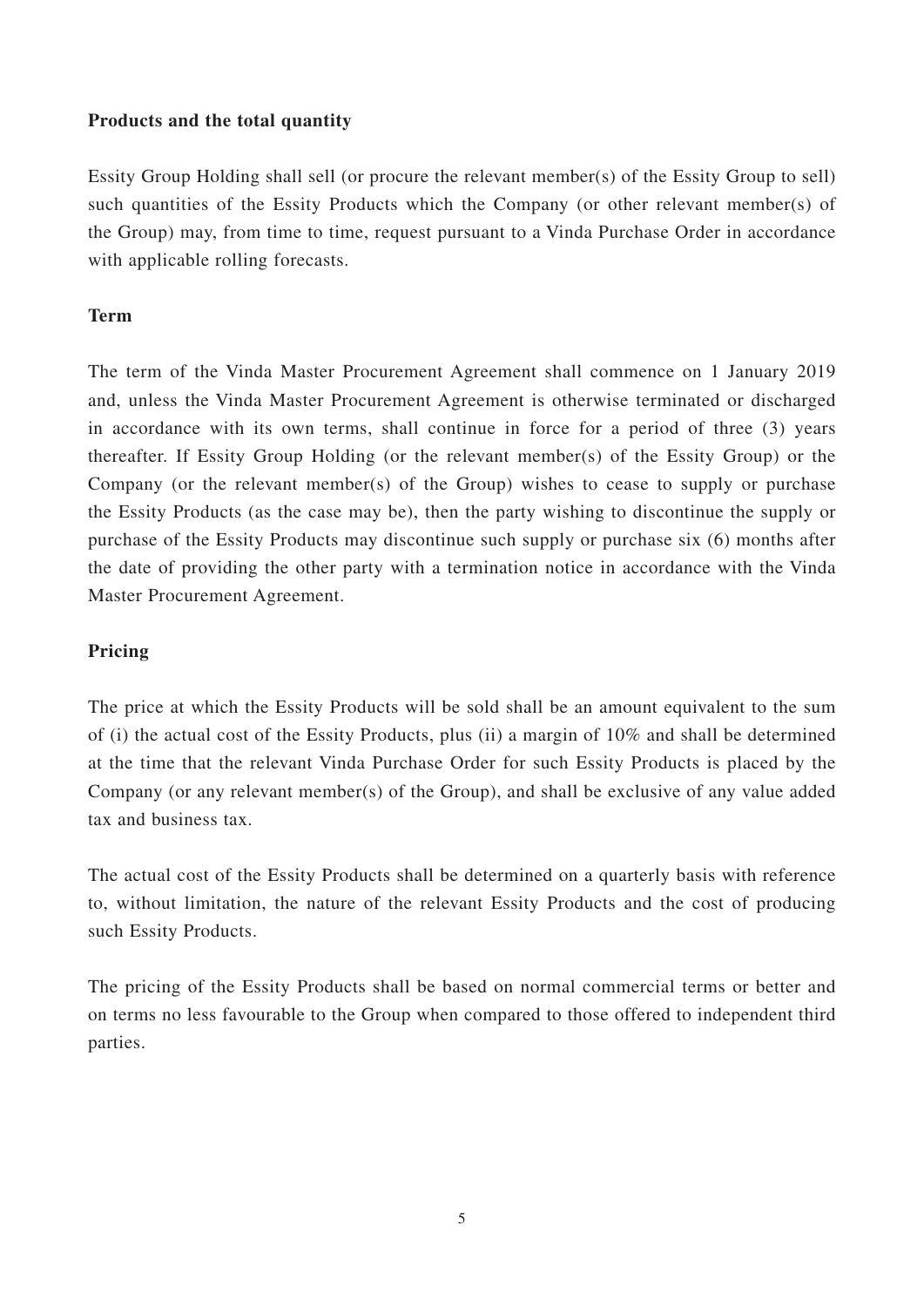**Products and the total quantity**

Essity Group Holding shall sell (or procure the relevant member(s) of the Essity Group to sell) such quantities of the Essity Products which the Company (or other relevant member(s) of the Group) may, from time to time, request pursuant to a Vinda Purchase Order in accordance with applicable rolling forecasts.

**Term**

The term of the Vinda Master Procurement Agreement shall commence on 1 January 2019 and, unless the Vinda Master Procurement Agreement is otherwise terminated or discharged in accordance with its own terms, shall continue in force for a period of three (3) years thereafter. If Essity Group Holding (or the relevant member(s) of the Essity Group) or the Company (or the relevant member(s) of the Group) wishes to cease to supply or purchase the Essity Products (as the case may be), then the party wishing to discontinue the supply or purchase of the Essity Products may discontinue such supply or purchase six (6) months after the date of providing the other party with a termination notice in accordance with the Vinda Master Procurement Agreement.

**Pricing**

The price at which the Essity Products will be sold shall be an amount equivalent to the sum of (i) the actual cost of the Essity Products, plus (ii) a margin of 10% and shall be determined at the time that the relevant Vinda Purchase Order for such Essity Products is placed by the Company (or any relevant member(s) of the Group), and shall be exclusive of any value added tax and business tax.

The actual cost of the Essity Products shall be determined on a quarterly basis with reference to, without limitation, the nature of the relevant Essity Products and the cost of producing such Essity Products.

The pricing of the Essity Products shall be based on normal commercial terms or better and on terms no less favourable to the Group when compared to those offered to independent third parties.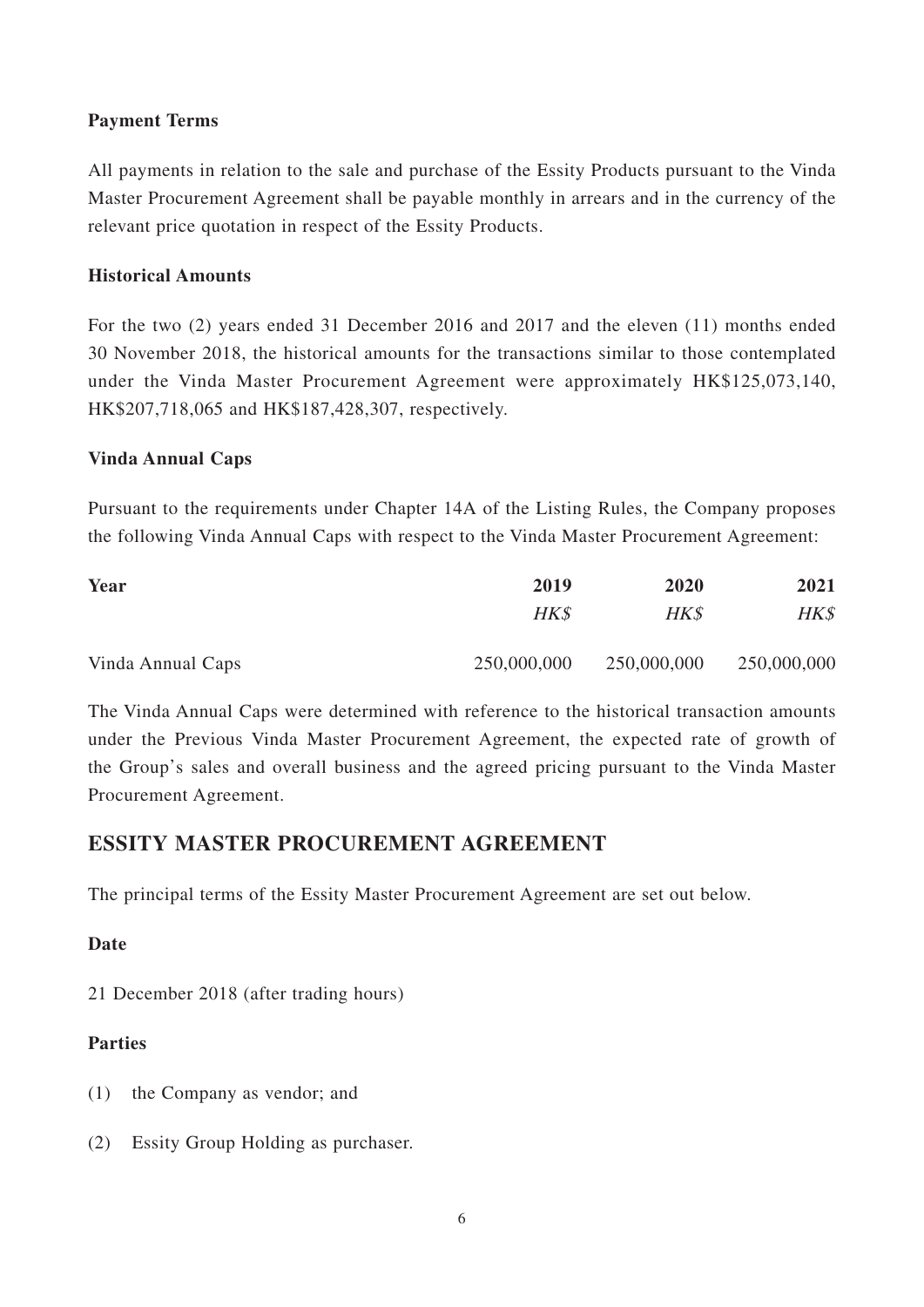**Payment Terms**

All payments in relation to the sale and purchase of the Essity Products pursuant to the Vinda Master Procurement Agreement shall be payable monthly in arrears and in the currency of the relevant price quotation in respect of the Essity Products.

**Historical Amounts**

For the two (2) years ended 31 December 2016 and 2017 and the eleven (11) months ended 30 November 2018, the historical amounts for the transactions similar to those contemplated under the Vinda Master Procurement Agreement were approximately HK$125,073,140, HK$207,718,065 and HK$187,428,307, respectively.

**Vinda Annual Caps**

Pursuant to the requirements under Chapter 14A of the Listing Rules, the Company proposes the following Vinda Annual Caps with respect to the Vinda Master Procurement Agreement:

| **Year** | **2019** | **2020** | **2021** |
|---|---|---|---|
| | *HK$* | *HK$* | *HK$* |
| Vinda Annual Caps | 250,000,000 | 250,000,000 | 250,000,000 |

The Vinda Annual Caps were determined with reference to the historical transaction amounts under the Previous Vinda Master Procurement Agreement, the expected rate of growth of the Group's sales and overall business and the agreed pricing pursuant to the Vinda Master Procurement Agreement.

## ESSITY MASTER PROCUREMENT AGREEMENT

The principal terms of the Essity Master Procurement Agreement are set out below.

**Date**

21 December 2018 (after trading hours)

**Parties**

(1) the Company as vendor; and

(2) Essity Group Holding as purchaser.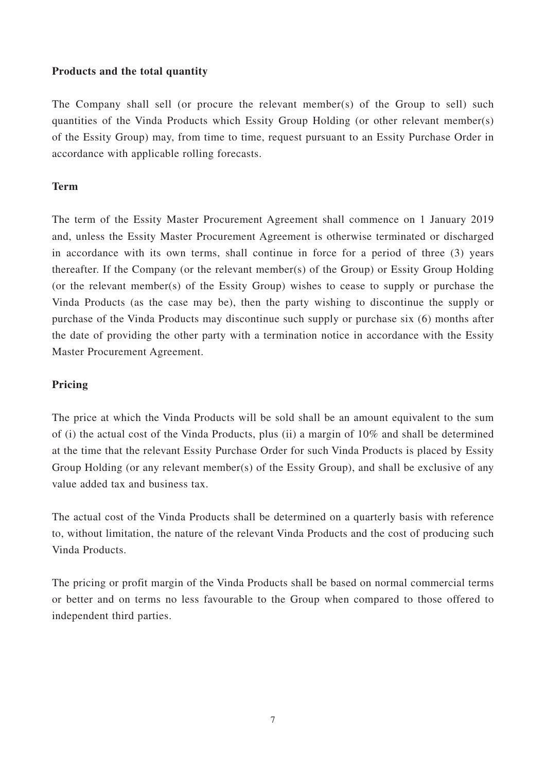**Products and the total quantity**

The Company shall sell (or procure the relevant member(s) of the Group to sell) such quantities of the Vinda Products which Essity Group Holding (or other relevant member(s) of the Essity Group) may, from time to time, request pursuant to an Essity Purchase Order in accordance with applicable rolling forecasts.

**Term**

The term of the Essity Master Procurement Agreement shall commence on 1 January 2019 and, unless the Essity Master Procurement Agreement is otherwise terminated or discharged in accordance with its own terms, shall continue in force for a period of three (3) years thereafter. If the Company (or the relevant member(s) of the Group) or Essity Group Holding (or the relevant member(s) of the Essity Group) wishes to cease to supply or purchase the Vinda Products (as the case may be), then the party wishing to discontinue the supply or purchase of the Vinda Products may discontinue such supply or purchase six (6) months after the date of providing the other party with a termination notice in accordance with the Essity Master Procurement Agreement.

**Pricing**

The price at which the Vinda Products will be sold shall be an amount equivalent to the sum of (i) the actual cost of the Vinda Products, plus (ii) a margin of 10% and shall be determined at the time that the relevant Essity Purchase Order for such Vinda Products is placed by Essity Group Holding (or any relevant member(s) of the Essity Group), and shall be exclusive of any value added tax and business tax.

The actual cost of the Vinda Products shall be determined on a quarterly basis with reference to, without limitation, the nature of the relevant Vinda Products and the cost of producing such Vinda Products.

The pricing or profit margin of the Vinda Products shall be based on normal commercial terms or better and on terms no less favourable to the Group when compared to those offered to independent third parties.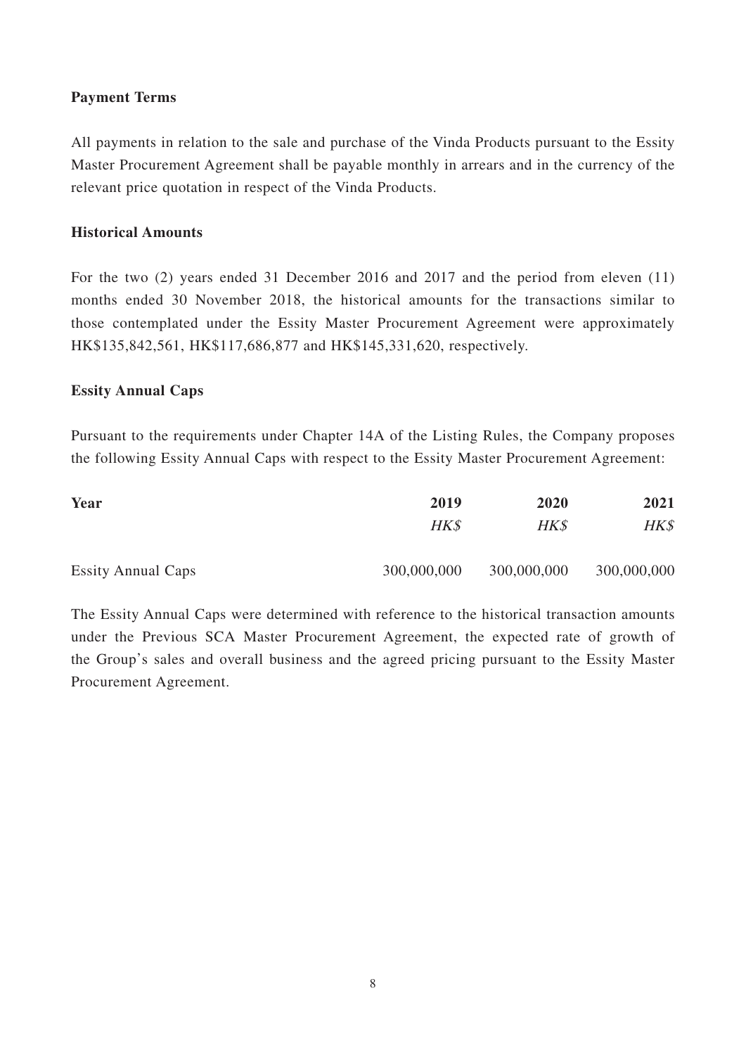**Payment Terms**

All payments in relation to the sale and purchase of the Vinda Products pursuant to the Essity Master Procurement Agreement shall be payable monthly in arrears and in the currency of the relevant price quotation in respect of the Vinda Products.

**Historical Amounts**

For the two (2) years ended 31 December 2016 and 2017 and the period from eleven (11) months ended 30 November 2018, the historical amounts for the transactions similar to those contemplated under the Essity Master Procurement Agreement were approximately HK$135,842,561, HK$117,686,877 and HK$145,331,620, respectively.

**Essity Annual Caps**

Pursuant to the requirements under Chapter 14A of the Listing Rules, the Company proposes the following Essity Annual Caps with respect to the Essity Master Procurement Agreement:

| **Year** | **2019** | **2020** | **2021** |
|---|---|---|---|
| | *HK$* | *HK$* | *HK$* |
| Essity Annual Caps | 300,000,000 | 300,000,000 | 300,000,000 |

The Essity Annual Caps were determined with reference to the historical transaction amounts under the Previous SCA Master Procurement Agreement, the expected rate of growth of the Group's sales and overall business and the agreed pricing pursuant to the Essity Master Procurement Agreement.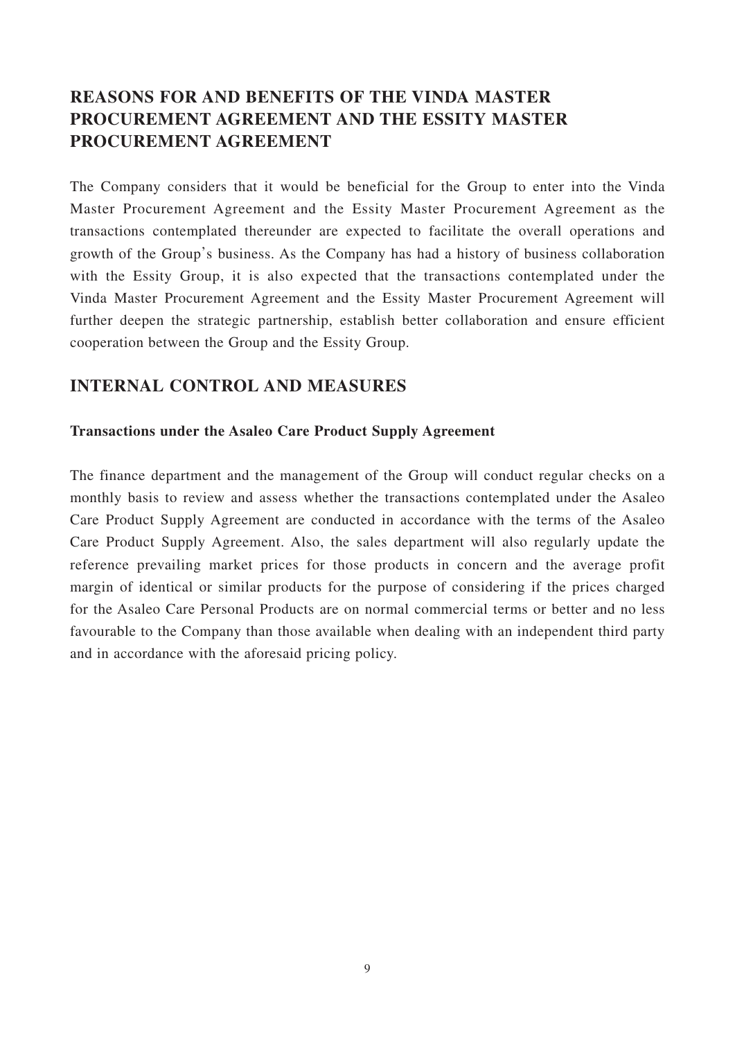## REASONS FOR AND BENEFITS OF THE VINDA MASTER PROCUREMENT AGREEMENT AND THE ESSITY MASTER PROCUREMENT AGREEMENT

The Company considers that it would be beneficial for the Group to enter into the Vinda Master Procurement Agreement and the Essity Master Procurement Agreement as the transactions contemplated thereunder are expected to facilitate the overall operations and growth of the Group's business. As the Company has had a history of business collaboration with the Essity Group, it is also expected that the transactions contemplated under the Vinda Master Procurement Agreement and the Essity Master Procurement Agreement will further deepen the strategic partnership, establish better collaboration and ensure efficient cooperation between the Group and the Essity Group.

## INTERNAL CONTROL AND MEASURES

### Transactions under the Asaleo Care Product Supply Agreement

The finance department and the management of the Group will conduct regular checks on a monthly basis to review and assess whether the transactions contemplated under the Asaleo Care Product Supply Agreement are conducted in accordance with the terms of the Asaleo Care Product Supply Agreement. Also, the sales department will also regularly update the reference prevailing market prices for those products in concern and the average profit margin of identical or similar products for the purpose of considering if the prices charged for the Asaleo Care Personal Products are on normal commercial terms or better and no less favourable to the Company than those available when dealing with an independent third party and in accordance with the aforesaid pricing policy.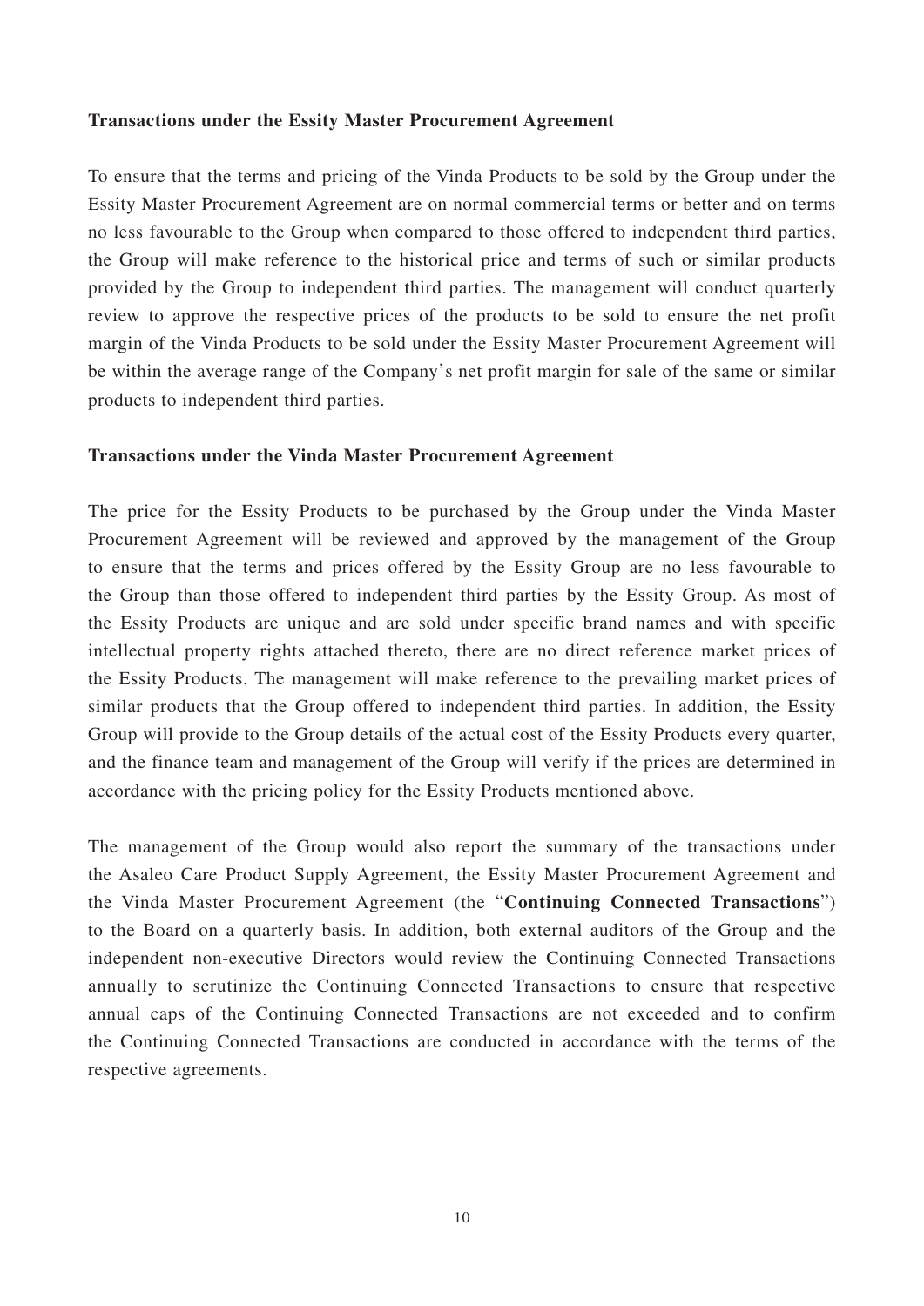**Transactions under the Essity Master Procurement Agreement**

To ensure that the terms and pricing of the Vinda Products to be sold by the Group under the Essity Master Procurement Agreement are on normal commercial terms or better and on terms no less favourable to the Group when compared to those offered to independent third parties, the Group will make reference to the historical price and terms of such or similar products provided by the Group to independent third parties. The management will conduct quarterly review to approve the respective prices of the products to be sold to ensure the net profit margin of the Vinda Products to be sold under the Essity Master Procurement Agreement will be within the average range of the Company's net profit margin for sale of the same or similar products to independent third parties.

**Transactions under the Vinda Master Procurement Agreement**

The price for the Essity Products to be purchased by the Group under the Vinda Master Procurement Agreement will be reviewed and approved by the management of the Group to ensure that the terms and prices offered by the Essity Group are no less favourable to the Group than those offered to independent third parties by the Essity Group. As most of the Essity Products are unique and are sold under specific brand names and with specific intellectual property rights attached thereto, there are no direct reference market prices of the Essity Products. The management will make reference to the prevailing market prices of similar products that the Group offered to independent third parties. In addition, the Essity Group will provide to the Group details of the actual cost of the Essity Products every quarter, and the finance team and management of the Group will verify if the prices are determined in accordance with the pricing policy for the Essity Products mentioned above.

The management of the Group would also report the summary of the transactions under the Asaleo Care Product Supply Agreement, the Essity Master Procurement Agreement and the Vinda Master Procurement Agreement (the "**Continuing Connected Transactions**") to the Board on a quarterly basis. In addition, both external auditors of the Group and the independent non-executive Directors would review the Continuing Connected Transactions annually to scrutinize the Continuing Connected Transactions to ensure that respective annual caps of the Continuing Connected Transactions are not exceeded and to confirm the Continuing Connected Transactions are conducted in accordance with the terms of the respective agreements.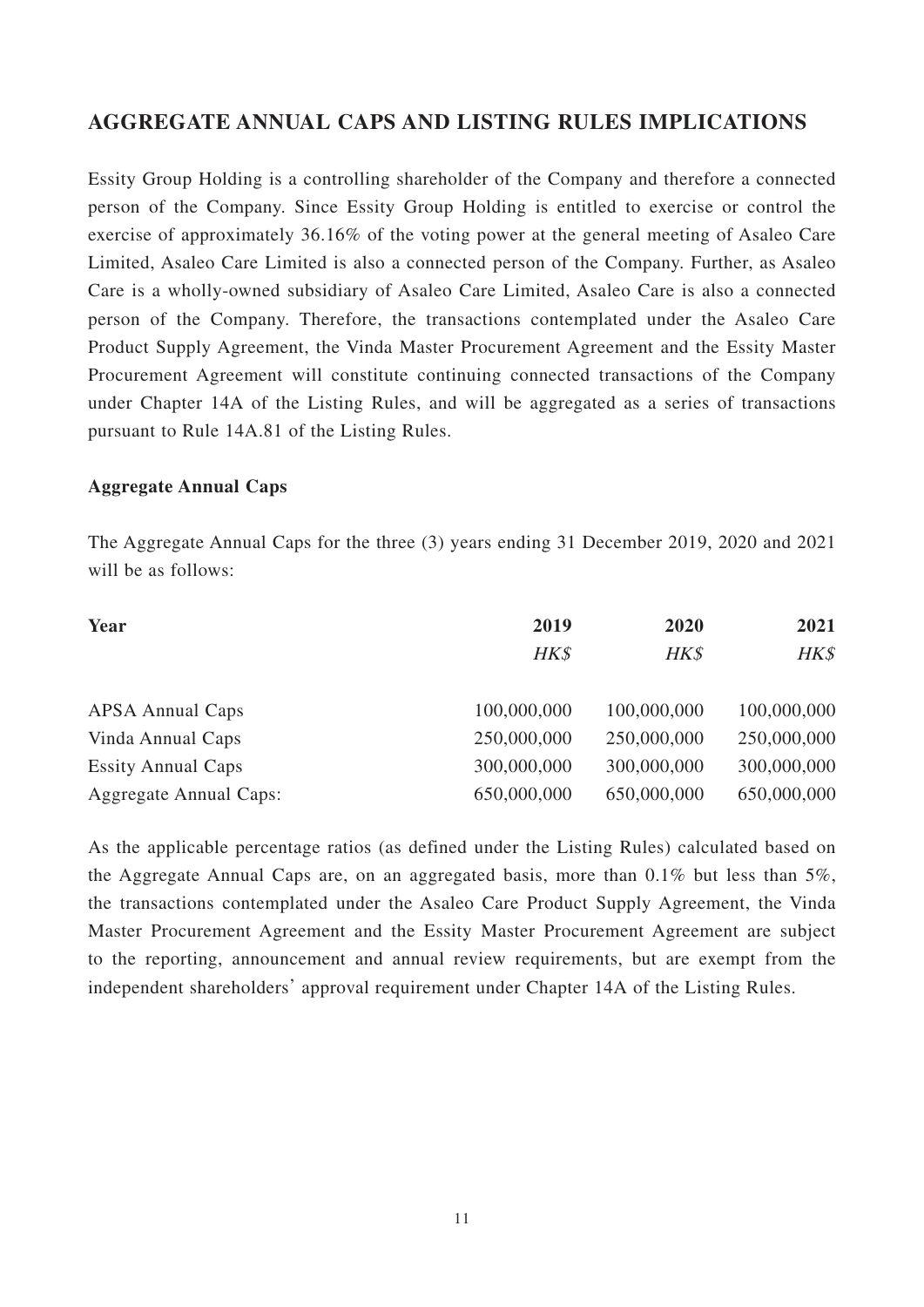## AGGREGATE ANNUAL CAPS AND LISTING RULES IMPLICATIONS

Essity Group Holding is a controlling shareholder of the Company and therefore a connected person of the Company. Since Essity Group Holding is entitled to exercise or control the exercise of approximately 36.16% of the voting power at the general meeting of Asaleo Care Limited, Asaleo Care Limited is also a connected person of the Company. Further, as Asaleo Care is a wholly-owned subsidiary of Asaleo Care Limited, Asaleo Care is also a connected person of the Company. Therefore, the transactions contemplated under the Asaleo Care Product Supply Agreement, the Vinda Master Procurement Agreement and the Essity Master Procurement Agreement will constitute continuing connected transactions of the Company under Chapter 14A of the Listing Rules, and will be aggregated as a series of transactions pursuant to Rule 14A.81 of the Listing Rules.

**Aggregate Annual Caps**

The Aggregate Annual Caps for the three (3) years ending 31 December 2019, 2020 and 2021 will be as follows:

| **Year** | **2019** | **2020** | **2021** |
|---|---|---|---|
| | *HK$* | *HK$* | *HK$* |
| APSA Annual Caps | 100,000,000 | 100,000,000 | 100,000,000 |
| Vinda Annual Caps | 250,000,000 | 250,000,000 | 250,000,000 |
| Essity Annual Caps | 300,000,000 | 300,000,000 | 300,000,000 |
| Aggregate Annual Caps: | 650,000,000 | 650,000,000 | 650,000,000 |

As the applicable percentage ratios (as defined under the Listing Rules) calculated based on the Aggregate Annual Caps are, on an aggregated basis, more than 0.1% but less than 5%, the transactions contemplated under the Asaleo Care Product Supply Agreement, the Vinda Master Procurement Agreement and the Essity Master Procurement Agreement are subject to the reporting, announcement and annual review requirements, but are exempt from the independent shareholders' approval requirement under Chapter 14A of the Listing Rules.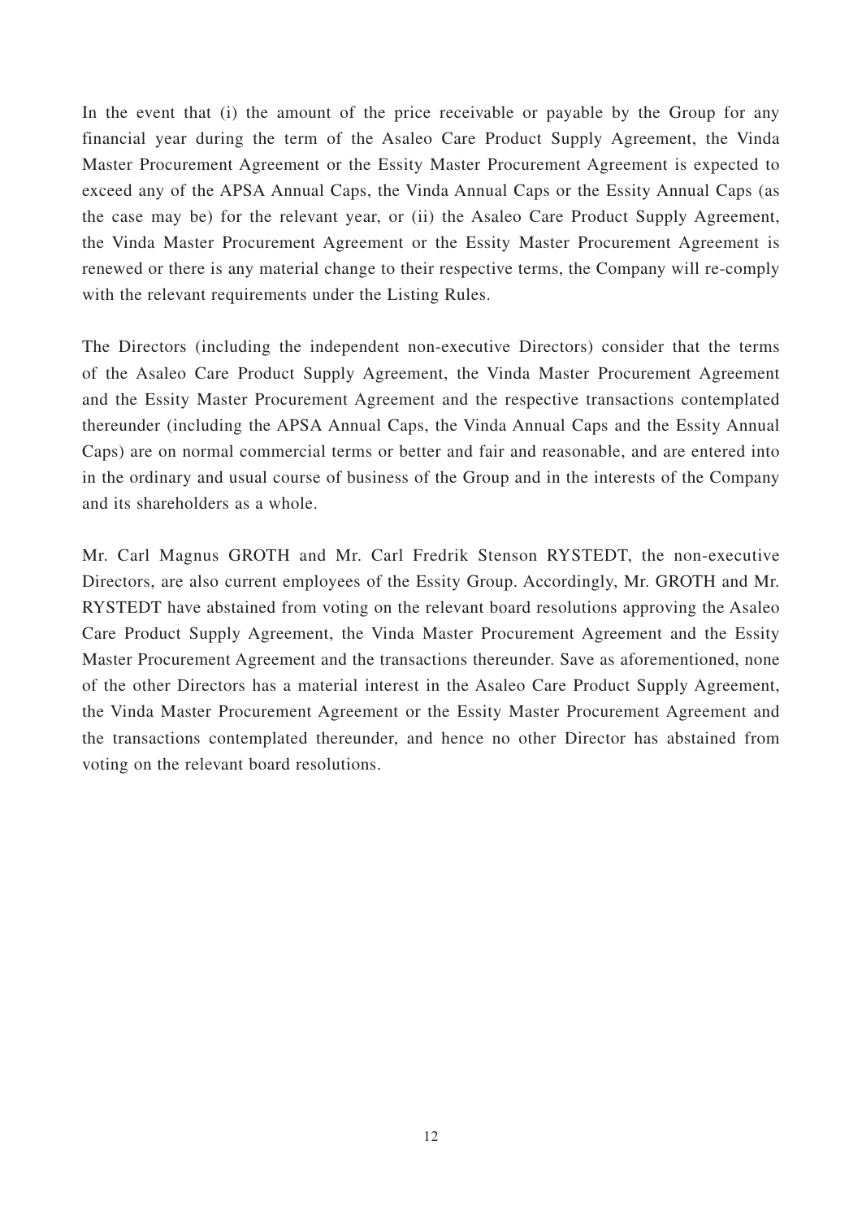In the event that (i) the amount of the price receivable or payable by the Group for any financial year during the term of the Asaleo Care Product Supply Agreement, the Vinda Master Procurement Agreement or the Essity Master Procurement Agreement is expected to exceed any of the APSA Annual Caps, the Vinda Annual Caps or the Essity Annual Caps (as the case may be) for the relevant year, or (ii) the Asaleo Care Product Supply Agreement, the Vinda Master Procurement Agreement or the Essity Master Procurement Agreement is renewed or there is any material change to their respective terms, the Company will re-comply with the relevant requirements under the Listing Rules.

The Directors (including the independent non-executive Directors) consider that the terms of the Asaleo Care Product Supply Agreement, the Vinda Master Procurement Agreement and the Essity Master Procurement Agreement and the respective transactions contemplated thereunder (including the APSA Annual Caps, the Vinda Annual Caps and the Essity Annual Caps) are on normal commercial terms or better and fair and reasonable, and are entered into in the ordinary and usual course of business of the Group and in the interests of the Company and its shareholders as a whole.

Mr. Carl Magnus GROTH and Mr. Carl Fredrik Stenson RYSTEDT, the non-executive Directors, are also current employees of the Essity Group. Accordingly, Mr. GROTH and Mr. RYSTEDT have abstained from voting on the relevant board resolutions approving the Asaleo Care Product Supply Agreement, the Vinda Master Procurement Agreement and the Essity Master Procurement Agreement and the transactions thereunder. Save as aforementioned, none of the other Directors has a material interest in the Asaleo Care Product Supply Agreement, the Vinda Master Procurement Agreement or the Essity Master Procurement Agreement and the transactions contemplated thereunder, and hence no other Director has abstained from voting on the relevant board resolutions.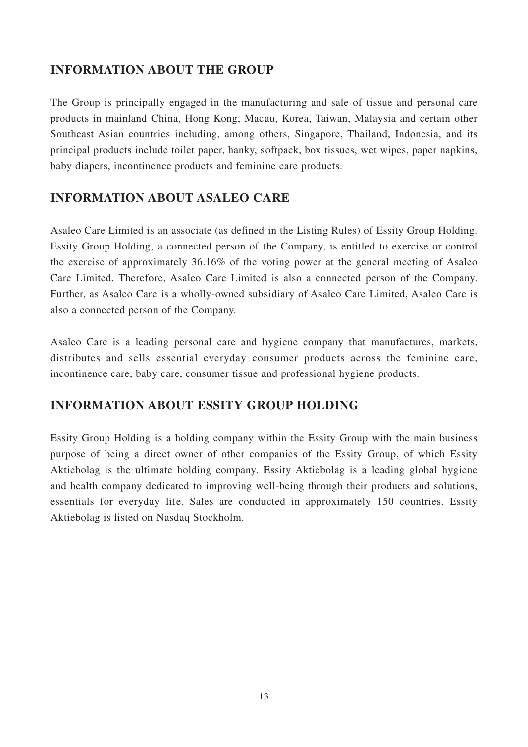## INFORMATION ABOUT THE GROUP

The Group is principally engaged in the manufacturing and sale of tissue and personal care products in mainland China, Hong Kong, Macau, Korea, Taiwan, Malaysia and certain other Southeast Asian countries including, among others, Singapore, Thailand, Indonesia, and its principal products include toilet paper, hanky, softpack, box tissues, wet wipes, paper napkins, baby diapers, incontinence products and feminine care products.

## INFORMATION ABOUT ASALEO CARE

Asaleo Care Limited is an associate (as defined in the Listing Rules) of Essity Group Holding. Essity Group Holding, a connected person of the Company, is entitled to exercise or control the exercise of approximately 36.16% of the voting power at the general meeting of Asaleo Care Limited. Therefore, Asaleo Care Limited is also a connected person of the Company. Further, as Asaleo Care is a wholly-owned subsidiary of Asaleo Care Limited, Asaleo Care is also a connected person of the Company.

Asaleo Care is a leading personal care and hygiene company that manufactures, markets, distributes and sells essential everyday consumer products across the feminine care, incontinence care, baby care, consumer tissue and professional hygiene products.

## INFORMATION ABOUT ESSITY GROUP HOLDING

Essity Group Holding is a holding company within the Essity Group with the main business purpose of being a direct owner of other companies of the Essity Group, of which Essity Aktiebolag is the ultimate holding company. Essity Aktiebolag is a leading global hygiene and health company dedicated to improving well-being through their products and solutions, essentials for everyday life. Sales are conducted in approximately 150 countries. Essity Aktiebolag is listed on Nasdaq Stockholm.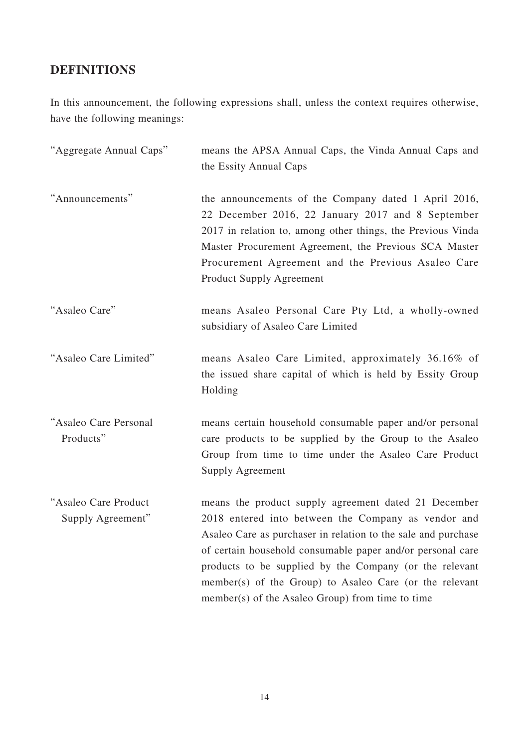## DEFINITIONS

In this announcement, the following expressions shall, unless the context requires otherwise, have the following meanings:

| | |
|---|---|
| "Aggregate Annual Caps" | means the APSA Annual Caps, the Vinda Annual Caps and the Essity Annual Caps |
| "Announcements" | the announcements of the Company dated 1 April 2016, 22 December 2016, 22 January 2017 and 8 September 2017 in relation to, among other things, the Previous Vinda Master Procurement Agreement, the Previous SCA Master Procurement Agreement and the Previous Asaleo Care Product Supply Agreement |
| "Asaleo Care" | means Asaleo Personal Care Pty Ltd, a wholly-owned subsidiary of Asaleo Care Limited |
| "Asaleo Care Limited" | means Asaleo Care Limited, approximately 36.16% of the issued share capital of which is held by Essity Group Holding |
| "Asaleo Care Personal Products" | means certain household consumable paper and/or personal care products to be supplied by the Group to the Asaleo Group from time to time under the Asaleo Care Product Supply Agreement |
| "Asaleo Care Product Supply Agreement" | means the product supply agreement dated 21 December 2018 entered into between the Company as vendor and Asaleo Care as purchaser in relation to the sale and purchase of certain household consumable paper and/or personal care products to be supplied by the Company (or the relevant member(s) of the Group) to Asaleo Care (or the relevant member(s) of the Asaleo Group) from time to time |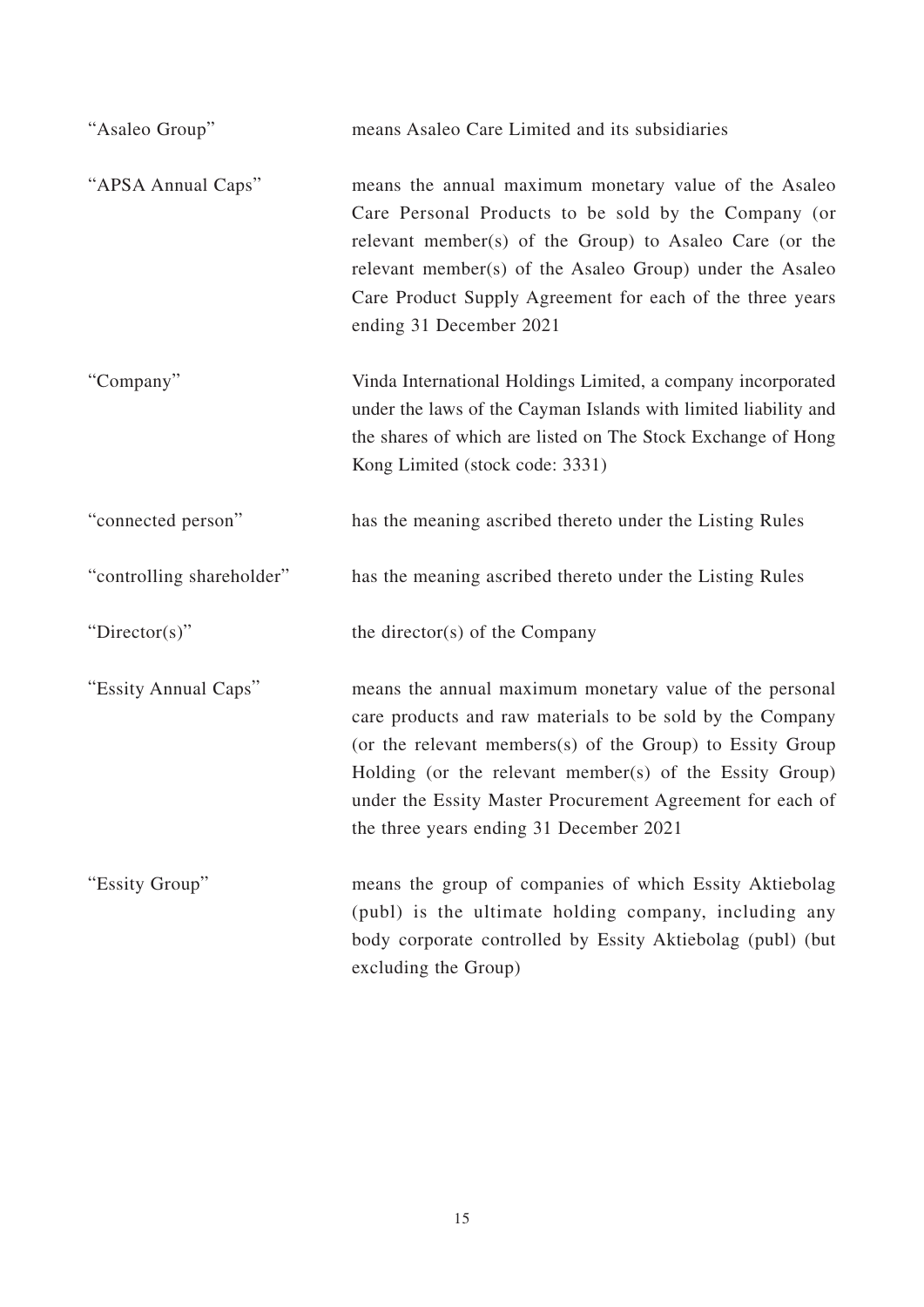| | |
|---|---|
| "Asaleo Group" | means Asaleo Care Limited and its subsidiaries |
| "APSA Annual Caps" | means the annual maximum monetary value of the Asaleo Care Personal Products to be sold by the Company (or relevant member(s) of the Group) to Asaleo Care (or the relevant member(s) of the Asaleo Group) under the Asaleo Care Product Supply Agreement for each of the three years ending 31 December 2021 |
| "Company" | Vinda International Holdings Limited, a company incorporated under the laws of the Cayman Islands with limited liability and the shares of which are listed on The Stock Exchange of Hong Kong Limited (stock code: 3331) |
| "connected person" | has the meaning ascribed thereto under the Listing Rules |
| "controlling shareholder" | has the meaning ascribed thereto under the Listing Rules |
| "Director(s)" | the director(s) of the Company |
| "Essity Annual Caps" | means the annual maximum monetary value of the personal care products and raw materials to be sold by the Company (or the relevant members(s) of the Group) to Essity Group Holding (or the relevant member(s) of the Essity Group) under the Essity Master Procurement Agreement for each of the three years ending 31 December 2021 |
| "Essity Group" | means the group of companies of which Essity Aktiebolag (publ) is the ultimate holding company, including any body corporate controlled by Essity Aktiebolag (publ) (but excluding the Group) |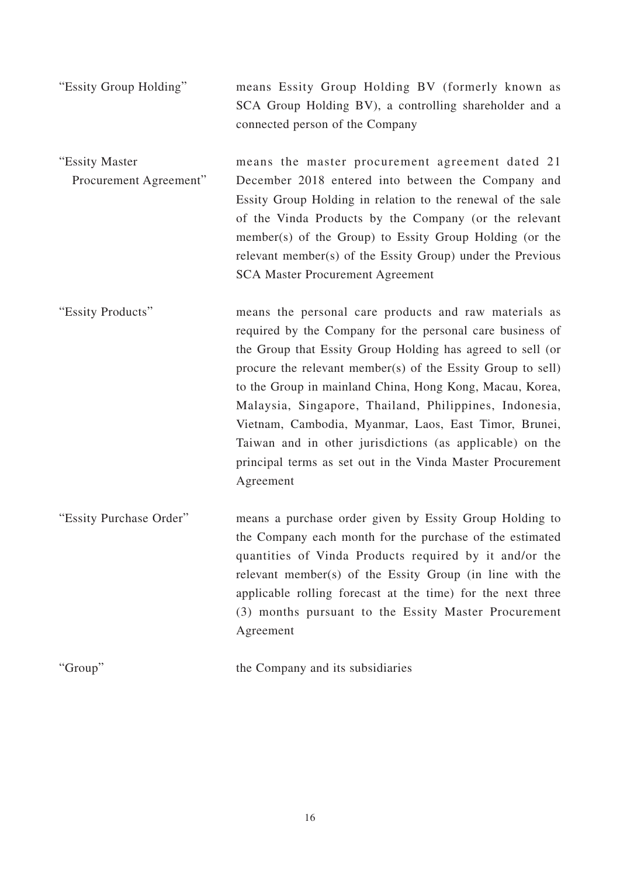| | |
|---|---|
| "Essity Group Holding" | means Essity Group Holding BV (formerly known as SCA Group Holding BV), a controlling shareholder and a connected person of the Company |
| "Essity Master Procurement Agreement" | means the master procurement agreement dated 21 December 2018 entered into between the Company and Essity Group Holding in relation to the renewal of the sale of the Vinda Products by the Company (or the relevant member(s) of the Group) to Essity Group Holding (or the relevant member(s) of the Essity Group) under the Previous SCA Master Procurement Agreement |
| "Essity Products" | means the personal care products and raw materials as required by the Company for the personal care business of the Group that Essity Group Holding has agreed to sell (or procure the relevant member(s) of the Essity Group to sell) to the Group in mainland China, Hong Kong, Macau, Korea, Malaysia, Singapore, Thailand, Philippines, Indonesia, Vietnam, Cambodia, Myanmar, Laos, East Timor, Brunei, Taiwan and in other jurisdictions (as applicable) on the principal terms as set out in the Vinda Master Procurement Agreement |
| "Essity Purchase Order" | means a purchase order given by Essity Group Holding to the Company each month for the purchase of the estimated quantities of Vinda Products required by it and/or the relevant member(s) of the Essity Group (in line with the applicable rolling forecast at the time) for the next three (3) months pursuant to the Essity Master Procurement Agreement |
| "Group" | the Company and its subsidiaries |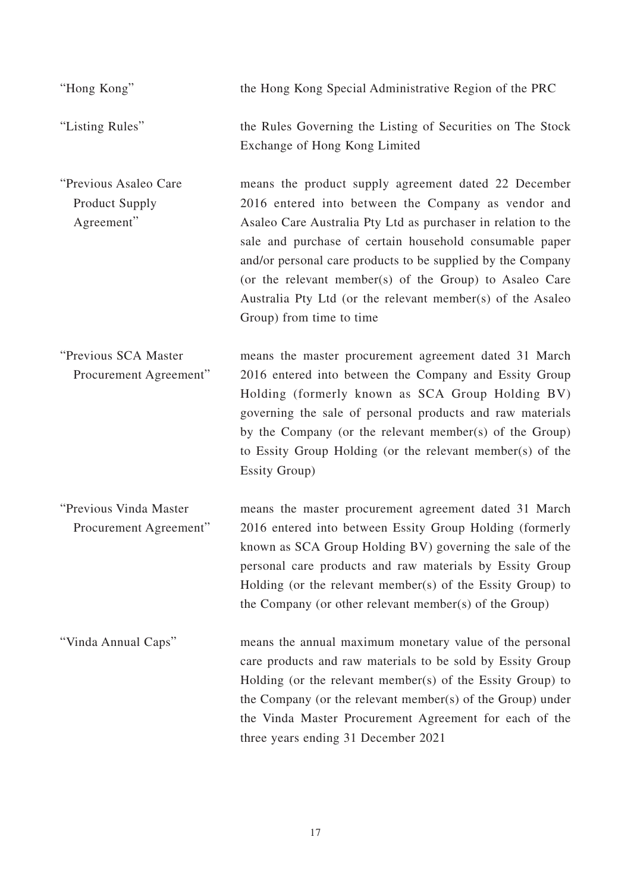| | |
|---|---|
| "Hong Kong" | the Hong Kong Special Administrative Region of the PRC |
| "Listing Rules" | the Rules Governing the Listing of Securities on The Stock Exchange of Hong Kong Limited |
| "Previous Asaleo Care Product Supply Agreement" | means the product supply agreement dated 22 December 2016 entered into between the Company as vendor and Asaleo Care Australia Pty Ltd as purchaser in relation to the sale and purchase of certain household consumable paper and/or personal care products to be supplied by the Company (or the relevant member(s) of the Group) to Asaleo Care Australia Pty Ltd (or the relevant member(s) of the Asaleo Group) from time to time |
| "Previous SCA Master Procurement Agreement" | means the master procurement agreement dated 31 March 2016 entered into between the Company and Essity Group Holding (formerly known as SCA Group Holding BV) governing the sale of personal products and raw materials by the Company (or the relevant member(s) of the Group) to Essity Group Holding (or the relevant member(s) of the Essity Group) |
| "Previous Vinda Master Procurement Agreement" | means the master procurement agreement dated 31 March 2016 entered into between Essity Group Holding (formerly known as SCA Group Holding BV) governing the sale of the personal care products and raw materials by Essity Group Holding (or the relevant member(s) of the Essity Group) to the Company (or other relevant member(s) of the Group) |
| "Vinda Annual Caps" | means the annual maximum monetary value of the personal care products and raw materials to be sold by Essity Group Holding (or the relevant member(s) of the Essity Group) to the Company (or the relevant member(s) of the Group) under the Vinda Master Procurement Agreement for each of the three years ending 31 December 2021 |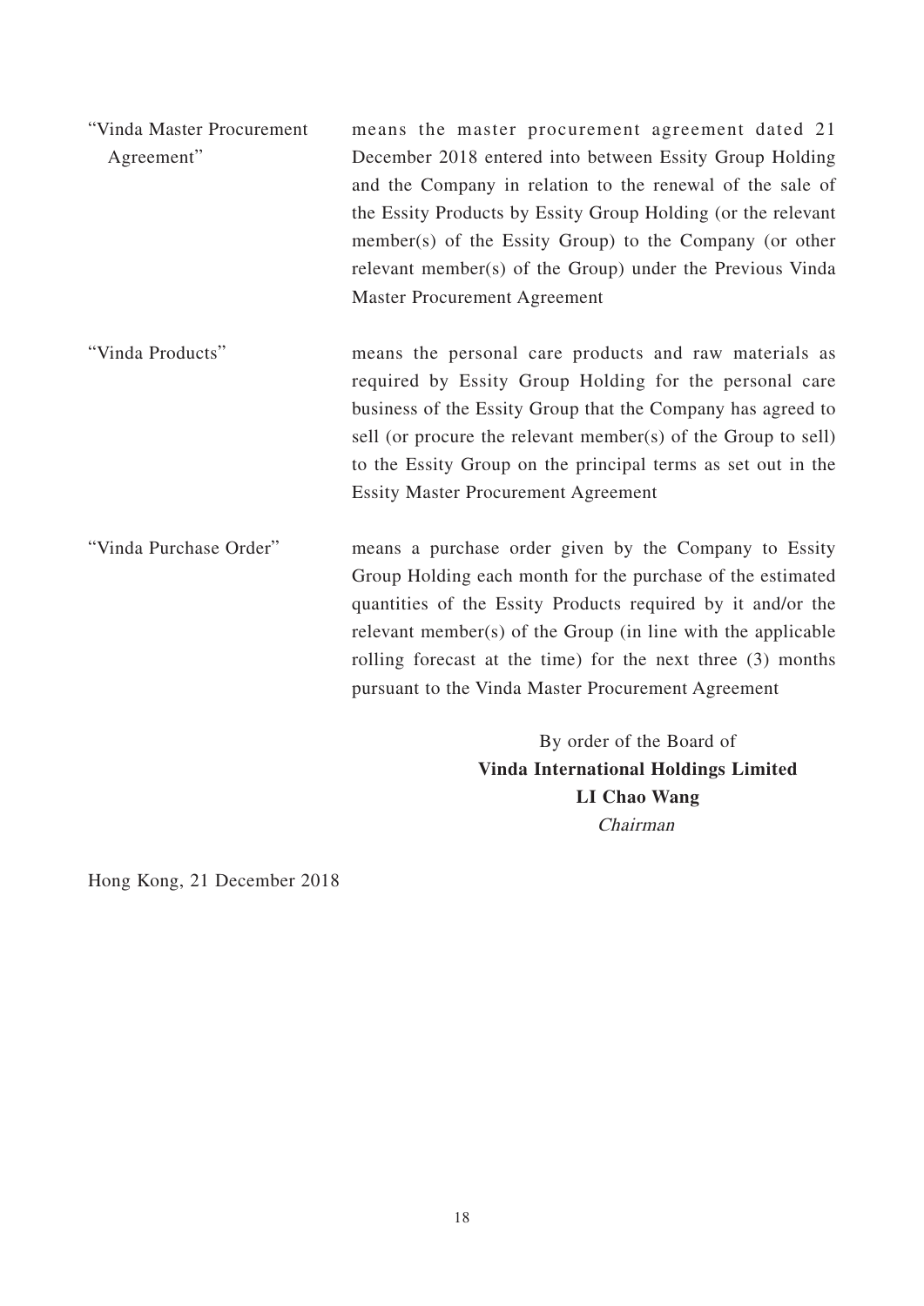"Vinda Master Procurement Agreement" means the master procurement agreement dated 21 December 2018 entered into between Essity Group Holding and the Company in relation to the renewal of the sale of the Essity Products by Essity Group Holding (or the relevant member(s) of the Essity Group) to the Company (or other relevant member(s) of the Group) under the Previous Vinda Master Procurement Agreement

"Vinda Products" means the personal care products and raw materials as required by Essity Group Holding for the personal care business of the Essity Group that the Company has agreed to sell (or procure the relevant member(s) of the Group to sell) to the Essity Group on the principal terms as set out in the Essity Master Procurement Agreement

"Vinda Purchase Order" means a purchase order given by the Company to Essity Group Holding each month for the purchase of the estimated quantities of the Essity Products required by it and/or the relevant member(s) of the Group (in line with the applicable rolling forecast at the time) for the next three (3) months pursuant to the Vinda Master Procurement Agreement

By order of the Board of
**Vinda International Holdings Limited**
**LI Chao Wang**
*Chairman*

Hong Kong, 21 December 2018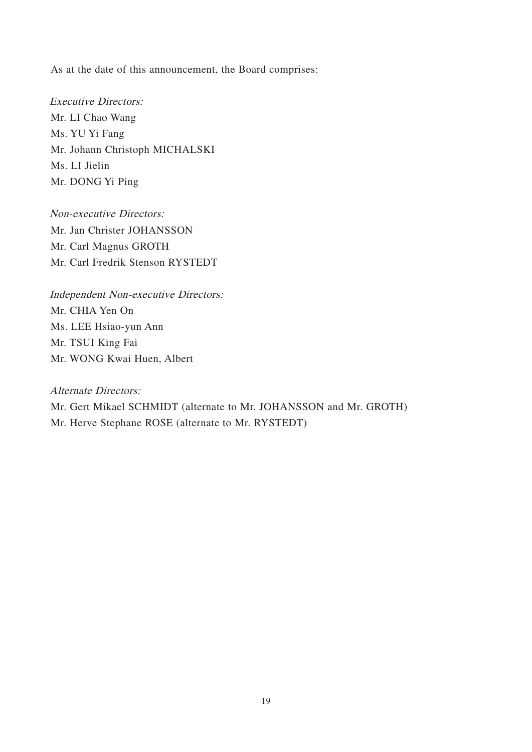As at the date of this announcement, the Board comprises:

*Executive Directors:*
Mr. LI Chao Wang
Ms. YU Yi Fang
Mr. Johann Christoph MICHALSKI
Ms. LI Jielin
Mr. DONG Yi Ping

*Non-executive Directors:*
Mr. Jan Christer JOHANSSON
Mr. Carl Magnus GROTH
Mr. Carl Fredrik Stenson RYSTEDT

*Independent Non-executive Directors:*
Mr. CHIA Yen On
Ms. LEE Hsiao-yun Ann
Mr. TSUI King Fai
Mr. WONG Kwai Huen, Albert

*Alternate Directors:*
Mr. Gert Mikael SCHMIDT (alternate to Mr. JOHANSSON and Mr. GROTH)
Mr. Herve Stephane ROSE (alternate to Mr. RYSTEDT)